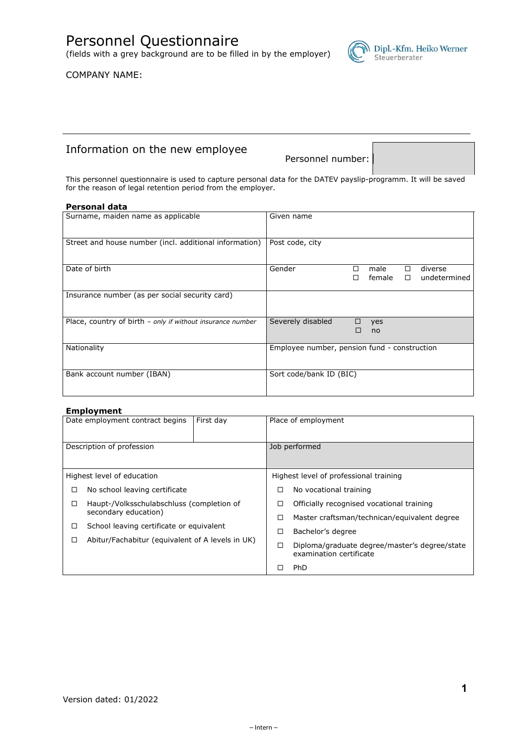# Personnel Questionnaire

(fields with a grey background are to be filled in by the employer)

Dipl.-Kfm. Heiko Werner
Steuerberater

COMPANY NAME:

## Information on the new employee

Personnel number:

This personnel questionnaire is used to capture personal data for the DATEV payslip-programm. It will be saved for the reason of legal retention period from the employer.

### Personal data

| | |
|---|---|
| Surname, maiden name as applicable | Given name |
| Street and house number (incl. additional information) | Post code, city |
| Date of birth | Gender ☐ male ☐ female ☐ diverse ☐ undetermined |
| Insurance number (as per social security card) | |
| Place, country of birth – *only if without insurance number* | Severely disabled ☐ yes ☐ no |
| Nationality | Employee number, pension fund - construction |
| Bank account number (IBAN) | Sort code/bank ID (BIC) |

### Employment

| | | |
|---|---|---|
| Date employment contract begins | First day | Place of employment |
| Description of profession | | Job performed |

| Highest level of education | Highest level of professional training |
|---|---|
| ☐ No school leaving certificate | ☐ No vocational training |
| ☐ Haupt-/Volksschulabschluss (completion of secondary education) | ☐ Officially recognised vocational training |
| ☐ School leaving certificate or equivalent | ☐ Master craftsman/technican/equivalent degree |
| ☐ Abitur/Fachabitur (equivalent of A levels in UK) | ☐ Bachelor's degree |
| | ☐ Diploma/graduate degree/master's degree/state examination certificate |
| | ☐ PhD |

Version dated: 01/2022

– Intern –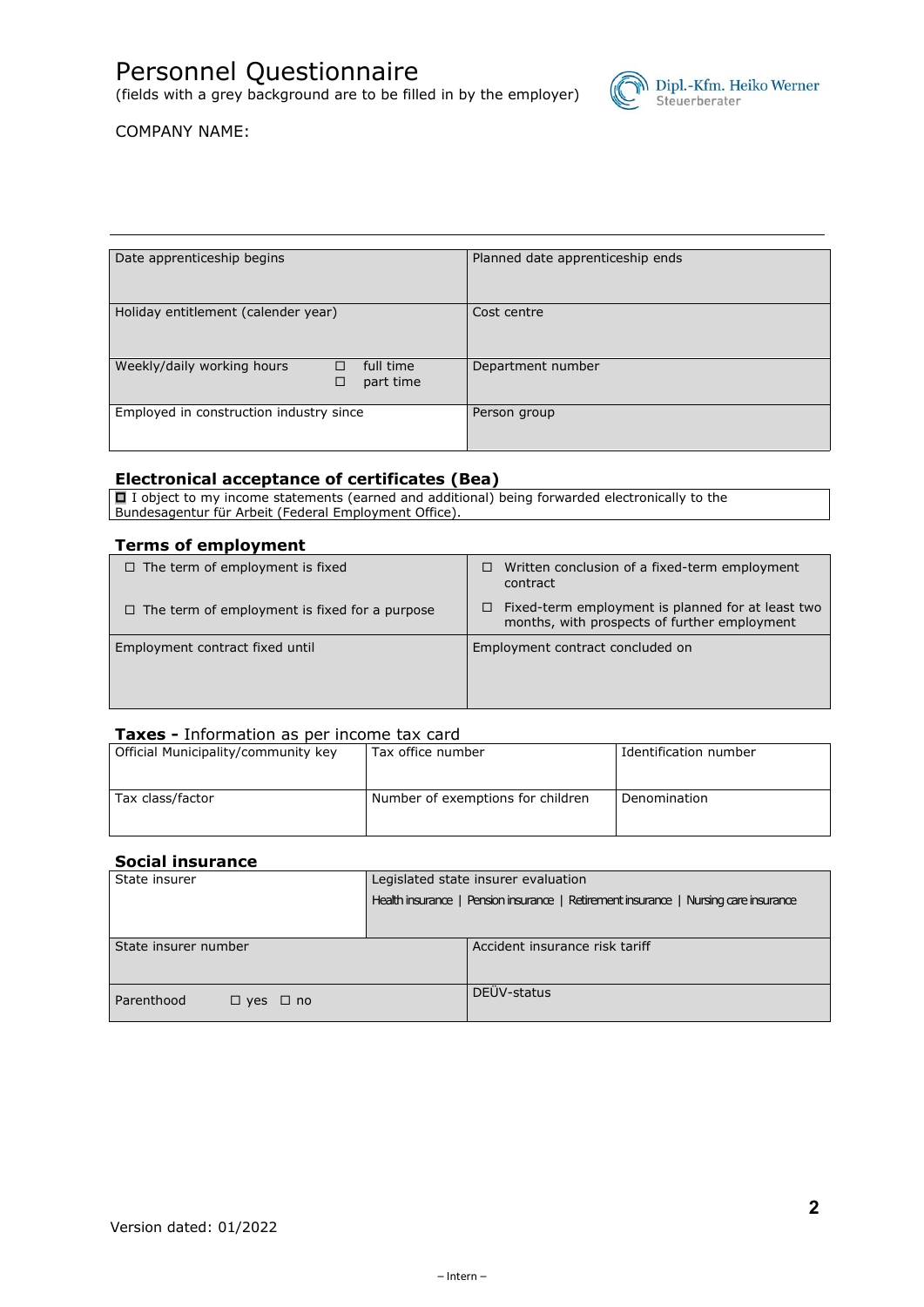# Personnel Questionnaire

(fields with a grey background are to be filled in by the employer)

Dipl.-Kfm. Heiko Werner
Steuerberater

COMPANY NAME:

---

| Date apprenticeship begins | Planned date apprenticeship ends |
|---|---|
| Holiday entitlement (calender year) | Cost centre |
| Weekly/daily working hours ☐ full time ☐ part time | Department number |
| Employed in construction industry since | Person group |

## Electronical acceptance of certificates (Bea)

☐ I object to my income statements (earned and additional) being forwarded electronically to the Bundesagentur für Arbeit (Federal Employment Office).

## Terms of employment

| | |
|---|---|
| ☐ The term of employment is fixed<br>☐ The term of employment is fixed for a purpose | ☐ Written conclusion of a fixed-term employment contract<br>☐ Fixed-term employment is planned for at least two months, with prospects of further employment |
| Employment contract fixed until | Employment contract concluded on |

## Taxes - Information as per income tax card

| Official Municipality/community key | Tax office number | Identification number |
|---|---|---|
| Tax class/factor | Number of exemptions for children | Denomination |

## Social insurance

| State insurer | Legislated state insurer evaluation<br>Health insurance \| Pension insurance \| Retirement insurance \| Nursing care insurance |
|---|---|
| State insurer number | Accident insurance risk tariff |
| Parenthood ☐ yes ☐ no | DEÜV-status |

Version dated: 01/2022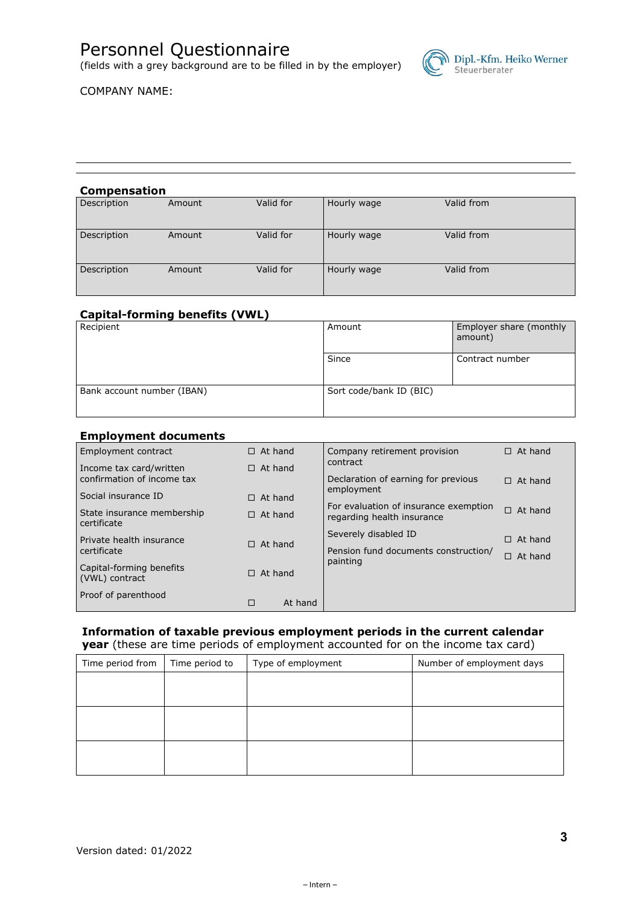# Personnel Questionnaire

(fields with a grey background are to be filled in by the employer)

Dipl.-Kfm. Heiko Werner
Steuerberater

COMPANY NAME:

## Compensation

| Description | Amount | Valid for | Hourly wage | Valid from |
|---|---|---|---|---|
| Description | Amount | Valid for | Hourly wage | Valid from |
| Description | Amount | Valid for | Hourly wage | Valid from |

## Capital-forming benefits (VWL)

| Recipient | Amount | Employer share (monthly amount) |
|---|---|---|
| | Since | Contract number |
| Bank account number (IBAN) | Sort code/bank ID (BIC) | |

## Employment documents

| Document | Status | Document | Status |
|---|---|---|---|
| Employment contract | ☐ At hand | Company retirement provision contract | ☐ At hand |
| Income tax card/written confirmation of income tax | ☐ At hand | Declaration of earning for previous employment | ☐ At hand |
| Social insurance ID | ☐ At hand | For evaluation of insurance exemption regarding health insurance | ☐ At hand |
| State insurance membership certificate | ☐ At hand | Severely disabled ID | ☐ At hand |
| Private health insurance certificate | ☐ At hand | Pension fund documents construction/ painting | ☐ At hand |
| Capital-forming benefits (VWL) contract | ☐ At hand | | |
| Proof of parenthood | ☐ At hand | | |

## Information of taxable previous employment periods in the current calendar year

(these are time periods of employment accounted for on the income tax card)

| Time period from | Time period to | Type of employment | Number of employment days |
|---|---|---|---|
| | | | |
| | | | |
| | | | |

Version dated: 01/2022

– Intern –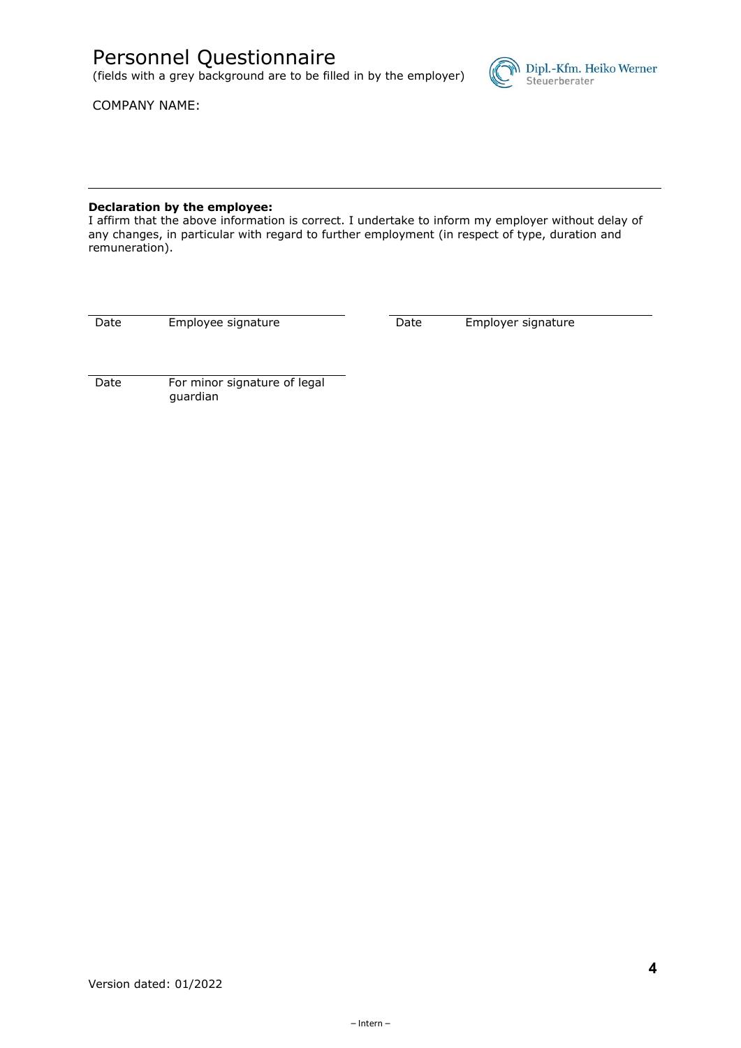# Personnel Questionnaire

(fields with a grey background are to be filled in by the employer)

Dipl.-Kfm. Heiko Werner
Steuerberater

COMPANY NAME:

---

**Declaration by the employee:**
I affirm that the above information is correct. I undertake to inform my employer without delay of any changes, in particular with regard to further employment (in respect of type, duration and remuneration).

| | | | |
|---|---|---|---|
| Date | Employee signature | Date | Employer signature |
| Date | For minor signature of legal guardian | | |

Version dated: 01/2022

– Intern –